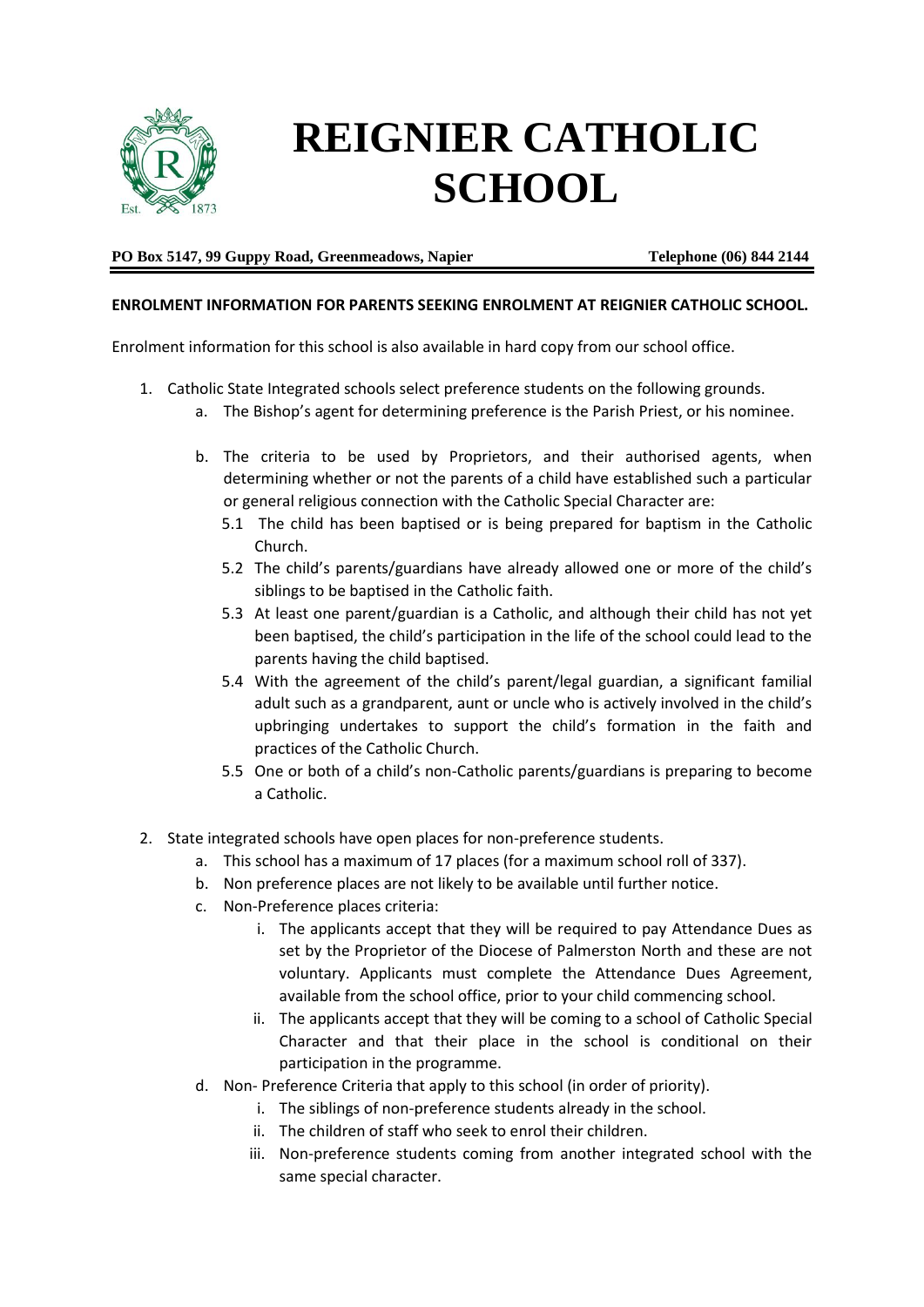# REIGNIER CATHOLIC SCHOOL

**PO Box 5147, 99 Guppy Road, Greenmeadows, Napier** **Telephone (06) 844 2144**

**ENROLMENT INFORMATION FOR PARENTS SEEKING ENROLMENT AT REIGNIER CATHOLIC SCHOOL.**

Enrolment information for this school is also available in hard copy from our school office.

1. Catholic State Integrated schools select preference students on the following grounds.
   a. The Bishop's agent for determining preference is the Parish Priest, or his nominee.

   b. The criteria to be used by Proprietors, and their authorised agents, when determining whether or not the parents of a child have established such a particular or general religious connection with the Catholic Special Character are:
      5.1 The child has been baptised or is being prepared for baptism in the Catholic Church.
      5.2 The child's parents/guardians have already allowed one or more of the child's siblings to be baptised in the Catholic faith.
      5.3 At least one parent/guardian is a Catholic, and although their child has not yet been baptised, the child's participation in the life of the school could lead to the parents having the child baptised.
      5.4 With the agreement of the child's parent/legal guardian, a significant familial adult such as a grandparent, aunt or uncle who is actively involved in the child's upbringing undertakes to support the child's formation in the faith and practices of the Catholic Church.
      5.5 One or both of a child's non-Catholic parents/guardians is preparing to become a Catholic.

2. State integrated schools have open places for non-preference students.
   a. This school has a maximum of 17 places (for a maximum school roll of 337).
   b. Non preference places are not likely to be available until further notice.
   c. Non-Preference places criteria:
      i. The applicants accept that they will be required to pay Attendance Dues as set by the Proprietor of the Diocese of Palmerston North and these are not voluntary. Applicants must complete the Attendance Dues Agreement, available from the school office, prior to your child commencing school.
      ii. The applicants accept that they will be coming to a school of Catholic Special Character and that their place in the school is conditional on their participation in the programme.
   d. Non- Preference Criteria that apply to this school (in order of priority).
      i. The siblings of non-preference students already in the school.
      ii. The children of staff who seek to enrol their children.
      iii. Non-preference students coming from another integrated school with the same special character.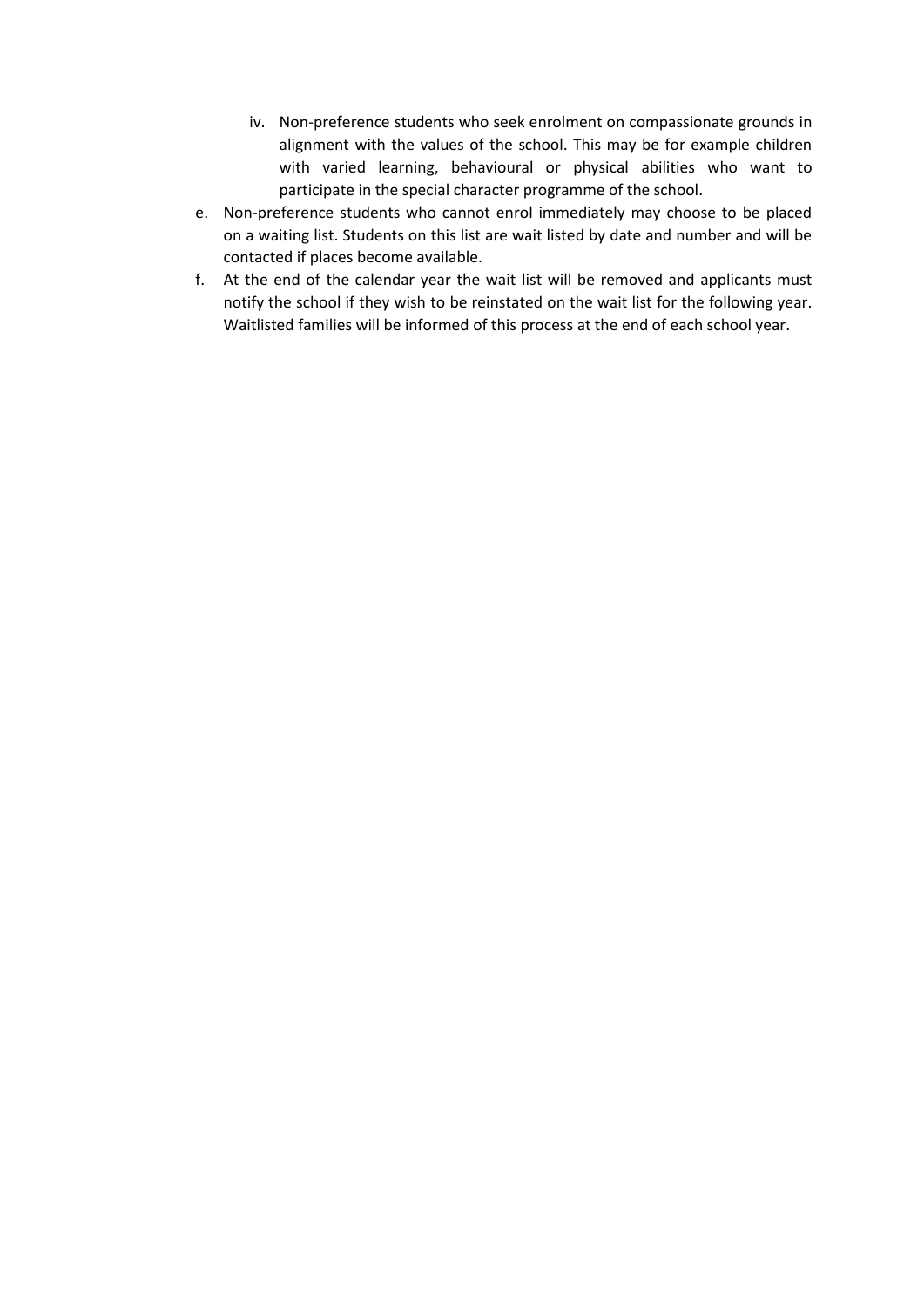iv. Non-preference students who seek enrolment on compassionate grounds in alignment with the values of the school. This may be for example children with varied learning, behavioural or physical abilities who want to participate in the special character programme of the school.

e. Non-preference students who cannot enrol immediately may choose to be placed on a waiting list. Students on this list are wait listed by date and number and will be contacted if places become available.

f. At the end of the calendar year the wait list will be removed and applicants must notify the school if they wish to be reinstated on the wait list for the following year. Waitlisted families will be informed of this process at the end of each school year.